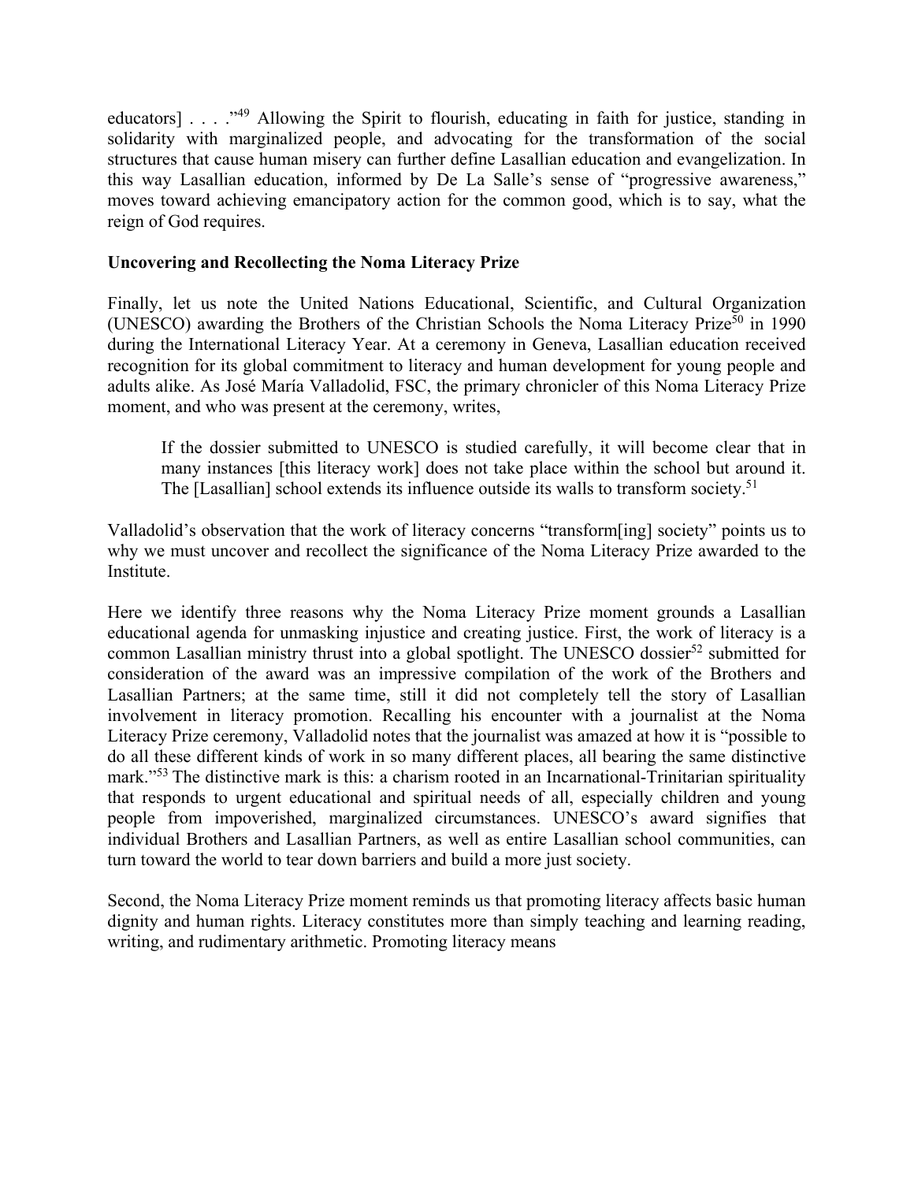educators] . . . ."[49] Allowing the Spirit to flourish, educating in faith for justice, standing in solidarity with marginalized people, and advocating for the transformation of the social structures that cause human misery can further define Lasallian education and evangelization. In this way Lasallian education, informed by De La Salle's sense of "progressive awareness," moves toward achieving emancipatory action for the common good, which is to say, what the reign of God requires.

**Uncovering and Recollecting the Noma Literacy Prize**

Finally, let us note the United Nations Educational, Scientific, and Cultural Organization (UNESCO) awarding the Brothers of the Christian Schools the Noma Literacy Prize[50] in 1990 during the International Literacy Year. At a ceremony in Geneva, Lasallian education received recognition for its global commitment to literacy and human development for young people and adults alike. As José María Valladolid, FSC, the primary chronicler of this Noma Literacy Prize moment, and who was present at the ceremony, writes,

> If the dossier submitted to UNESCO is studied carefully, it will become clear that in many instances [this literacy work] does not take place within the school but around it. The [Lasallian] school extends its influence outside its walls to transform society.[51]

Valladolid's observation that the work of literacy concerns "transform[ing] society" points us to why we must uncover and recollect the significance of the Noma Literacy Prize awarded to the Institute.

Here we identify three reasons why the Noma Literacy Prize moment grounds a Lasallian educational agenda for unmasking injustice and creating justice. First, the work of literacy is a common Lasallian ministry thrust into a global spotlight. The UNESCO dossier[52] submitted for consideration of the award was an impressive compilation of the work of the Brothers and Lasallian Partners; at the same time, still it did not completely tell the story of Lasallian involvement in literacy promotion. Recalling his encounter with a journalist at the Noma Literacy Prize ceremony, Valladolid notes that the journalist was amazed at how it is "possible to do all these different kinds of work in so many different places, all bearing the same distinctive mark."[53] The distinctive mark is this: a charism rooted in an Incarnational-Trinitarian spirituality that responds to urgent educational and spiritual needs of all, especially children and young people from impoverished, marginalized circumstances. UNESCO's award signifies that individual Brothers and Lasallian Partners, as well as entire Lasallian school communities, can turn toward the world to tear down barriers and build a more just society.

Second, the Noma Literacy Prize moment reminds us that promoting literacy affects basic human dignity and human rights. Literacy constitutes more than simply teaching and learning reading, writing, and rudimentary arithmetic. Promoting literacy means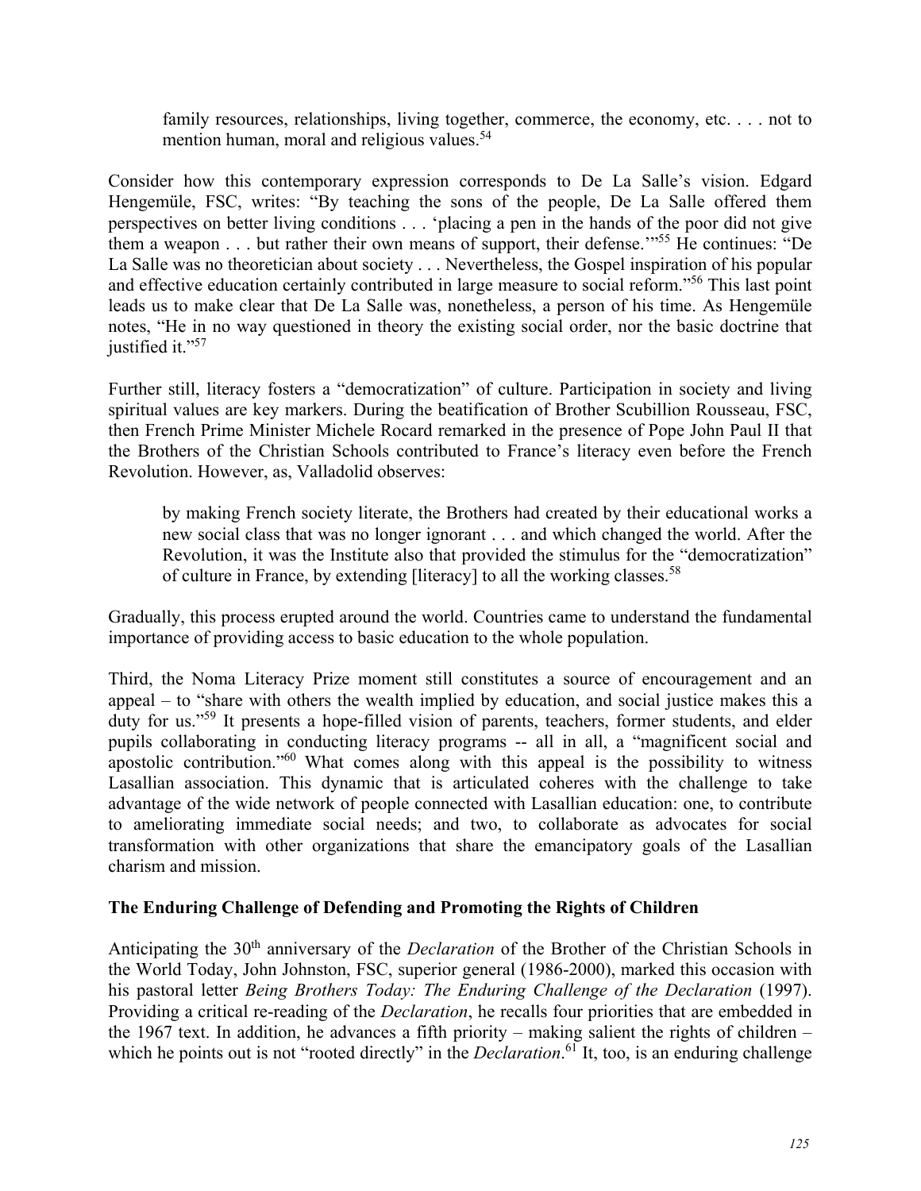> family resources, relationships, living together, commerce, the economy, etc. . . . not to mention human, moral and religious values.[54]

Consider how this contemporary expression corresponds to De La Salle's vision. Edgard Hengemüle, FSC, writes: "By teaching the sons of the people, De La Salle offered them perspectives on better living conditions . . . 'placing a pen in the hands of the poor did not give them a weapon . . . but rather their own means of support, their defense.'"[55] He continues: "De La Salle was no theoretician about society . . . Nevertheless, the Gospel inspiration of his popular and effective education certainly contributed in large measure to social reform."[56] This last point leads us to make clear that De La Salle was, nonetheless, a person of his time. As Hengemüle notes, "He in no way questioned in theory the existing social order, nor the basic doctrine that justified it."[57]

Further still, literacy fosters a "democratization" of culture. Participation in society and living spiritual values are key markers. During the beatification of Brother Scubillion Rousseau, FSC, then French Prime Minister Michele Rocard remarked in the presence of Pope John Paul II that the Brothers of the Christian Schools contributed to France's literacy even before the French Revolution. However, as, Valladolid observes:

> by making French society literate, the Brothers had created by their educational works a new social class that was no longer ignorant . . . and which changed the world. After the Revolution, it was the Institute also that provided the stimulus for the "democratization" of culture in France, by extending [literacy] to all the working classes.[58]

Gradually, this process erupted around the world. Countries came to understand the fundamental importance of providing access to basic education to the whole population.

Third, the Noma Literacy Prize moment still constitutes a source of encouragement and an appeal – to "share with others the wealth implied by education, and social justice makes this a duty for us."[59] It presents a hope-filled vision of parents, teachers, former students, and elder pupils collaborating in conducting literacy programs -- all in all, a "magnificent social and apostolic contribution."[60] What comes along with this appeal is the possibility to witness Lasallian association. This dynamic that is articulated coheres with the challenge to take advantage of the wide network of people connected with Lasallian education: one, to contribute to ameliorating immediate social needs; and two, to collaborate as advocates for social transformation with other organizations that share the emancipatory goals of the Lasallian charism and mission.

**The Enduring Challenge of Defending and Promoting the Rights of Children**

Anticipating the 30th anniversary of the *Declaration* of the Brother of the Christian Schools in the World Today, John Johnston, FSC, superior general (1986-2000), marked this occasion with his pastoral letter *Being Brothers Today: The Enduring Challenge of the Declaration* (1997). Providing a critical re-reading of the *Declaration*, he recalls four priorities that are embedded in the 1967 text. In addition, he advances a fifth priority – making salient the rights of children – which he points out is not "rooted directly" in the *Declaration*.[61] It, too, is an enduring challenge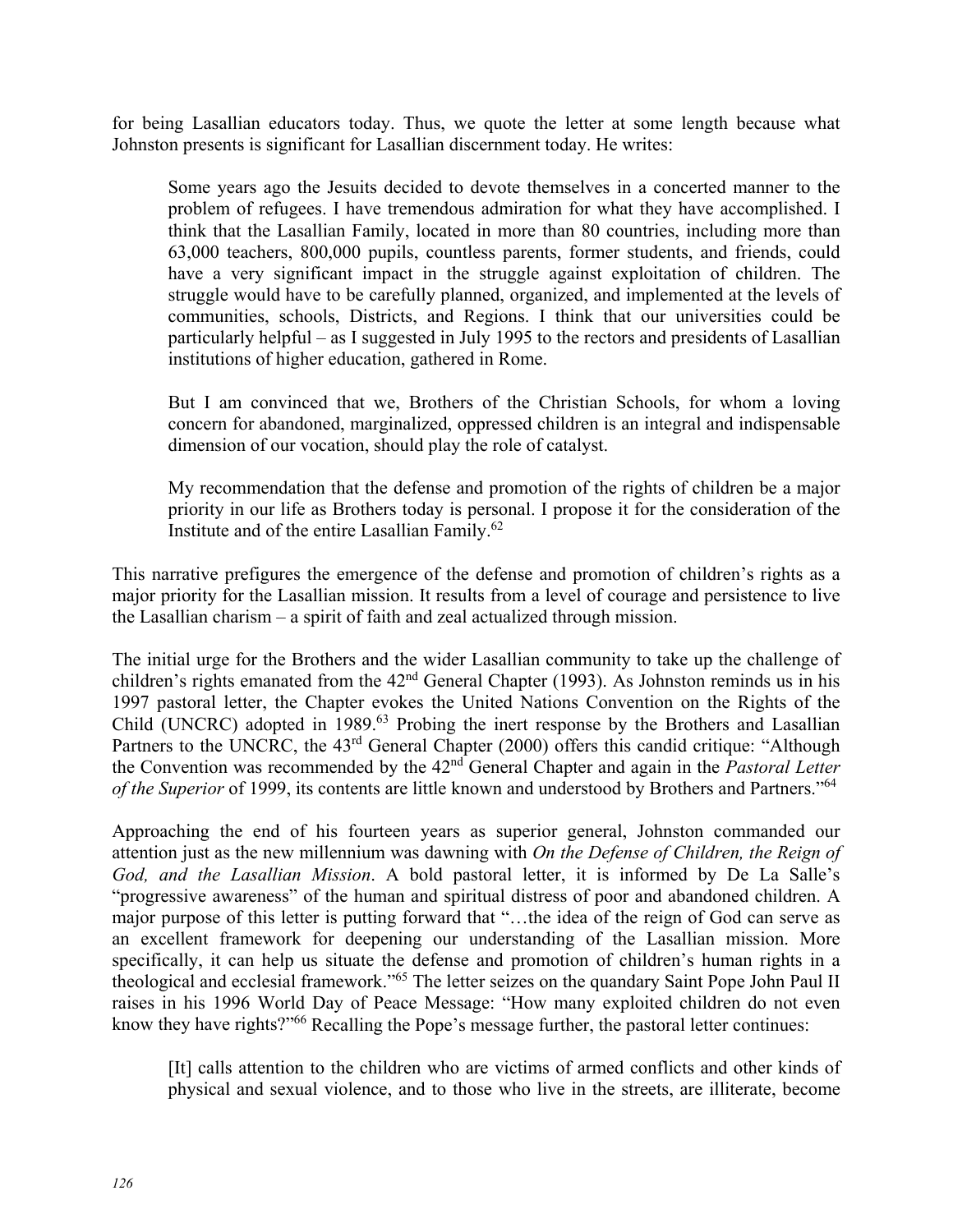for being Lasallian educators today. Thus, we quote the letter at some length because what Johnston presents is significant for Lasallian discernment today. He writes:

> Some years ago the Jesuits decided to devote themselves in a concerted manner to the problem of refugees. I have tremendous admiration for what they have accomplished. I think that the Lasallian Family, located in more than 80 countries, including more than 63,000 teachers, 800,000 pupils, countless parents, former students, and friends, could have a very significant impact in the struggle against exploitation of children. The struggle would have to be carefully planned, organized, and implemented at the levels of communities, schools, Districts, and Regions. I think that our universities could be particularly helpful – as I suggested in July 1995 to the rectors and presidents of Lasallian institutions of higher education, gathered in Rome.
>
> But I am convinced that we, Brothers of the Christian Schools, for whom a loving concern for abandoned, marginalized, oppressed children is an integral and indispensable dimension of our vocation, should play the role of catalyst.
>
> My recommendation that the defense and promotion of the rights of children be a major priority in our life as Brothers today is personal. I propose it for the consideration of the Institute and of the entire Lasallian Family.[62]

This narrative prefigures the emergence of the defense and promotion of children's rights as a major priority for the Lasallian mission. It results from a level of courage and persistence to live the Lasallian charism – a spirit of faith and zeal actualized through mission.

The initial urge for the Brothers and the wider Lasallian community to take up the challenge of children's rights emanated from the 42nd General Chapter (1993). As Johnston reminds us in his 1997 pastoral letter, the Chapter evokes the United Nations Convention on the Rights of the Child (UNCRC) adopted in 1989.[63] Probing the inert response by the Brothers and Lasallian Partners to the UNCRC, the 43rd General Chapter (2000) offers this candid critique: "Although the Convention was recommended by the 42nd General Chapter and again in the *Pastoral Letter of the Superior* of 1999, its contents are little known and understood by Brothers and Partners."[64]

Approaching the end of his fourteen years as superior general, Johnston commanded our attention just as the new millennium was dawning with *On the Defense of Children, the Reign of God, and the Lasallian Mission*. A bold pastoral letter, it is informed by De La Salle's "progressive awareness" of the human and spiritual distress of poor and abandoned children. A major purpose of this letter is putting forward that "…the idea of the reign of God can serve as an excellent framework for deepening our understanding of the Lasallian mission. More specifically, it can help us situate the defense and promotion of children's human rights in a theological and ecclesial framework."[65] The letter seizes on the quandary Saint Pope John Paul II raises in his 1996 World Day of Peace Message: "How many exploited children do not even know they have rights?"[66] Recalling the Pope's message further, the pastoral letter continues:

> [It] calls attention to the children who are victims of armed conflicts and other kinds of physical and sexual violence, and to those who live in the streets, are illiterate, become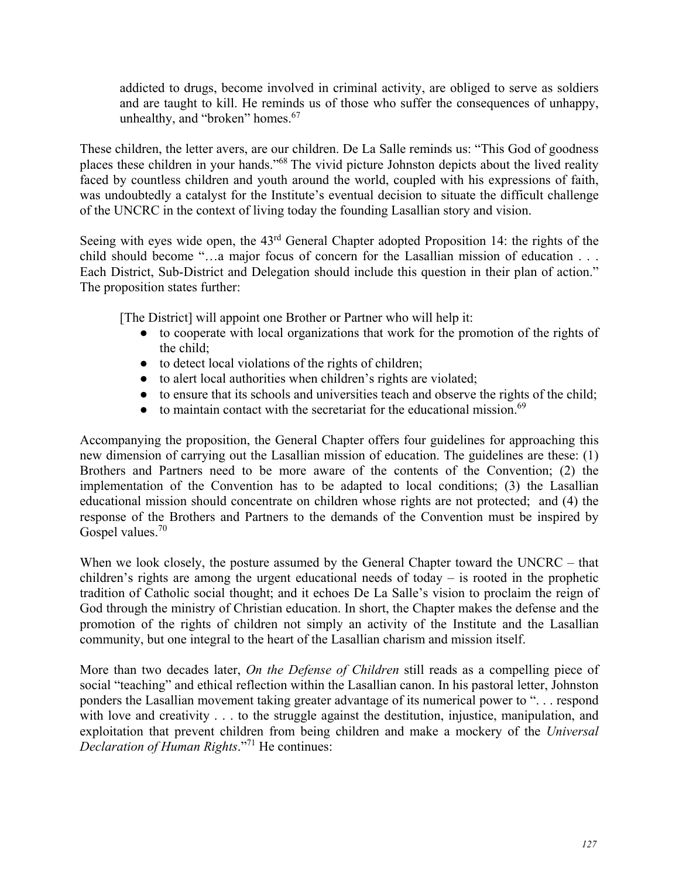> addicted to drugs, become involved in criminal activity, are obliged to serve as soldiers and are taught to kill. He reminds us of those who suffer the consequences of unhappy, unhealthy, and "broken" homes.[67]

These children, the letter avers, are our children. De La Salle reminds us: "This God of goodness places these children in your hands."[68] The vivid picture Johnston depicts about the lived reality faced by countless children and youth around the world, coupled with his expressions of faith, was undoubtedly a catalyst for the Institute's eventual decision to situate the difficult challenge of the UNCRC in the context of living today the founding Lasallian story and vision.

Seeing with eyes wide open, the 43rd General Chapter adopted Proposition 14: the rights of the child should become "…a major focus of concern for the Lasallian mission of education . . . Each District, Sub-District and Delegation should include this question in their plan of action." The proposition states further:

> [The District] will appoint one Brother or Partner who will help it:
>
> - to cooperate with local organizations that work for the promotion of the rights of the child;
> - to detect local violations of the rights of children;
> - to alert local authorities when children's rights are violated;
> - to ensure that its schools and universities teach and observe the rights of the child;
> - to maintain contact with the secretariat for the educational mission.[69]

Accompanying the proposition, the General Chapter offers four guidelines for approaching this new dimension of carrying out the Lasallian mission of education. The guidelines are these: (1) Brothers and Partners need to be more aware of the contents of the Convention; (2) the implementation of the Convention has to be adapted to local conditions; (3) the Lasallian educational mission should concentrate on children whose rights are not protected; and (4) the response of the Brothers and Partners to the demands of the Convention must be inspired by Gospel values.[70]

When we look closely, the posture assumed by the General Chapter toward the UNCRC – that children's rights are among the urgent educational needs of today – is rooted in the prophetic tradition of Catholic social thought; and it echoes De La Salle's vision to proclaim the reign of God through the ministry of Christian education. In short, the Chapter makes the defense and the promotion of the rights of children not simply an activity of the Institute and the Lasallian community, but one integral to the heart of the Lasallian charism and mission itself.

More than two decades later, *On the Defense of Children* still reads as a compelling piece of social "teaching" and ethical reflection within the Lasallian canon. In his pastoral letter, Johnston ponders the Lasallian movement taking greater advantage of its numerical power to ". . . respond with love and creativity . . . to the struggle against the destitution, injustice, manipulation, and exploitation that prevent children from being children and make a mockery of the *Universal Declaration of Human Rights*."[71] He continues: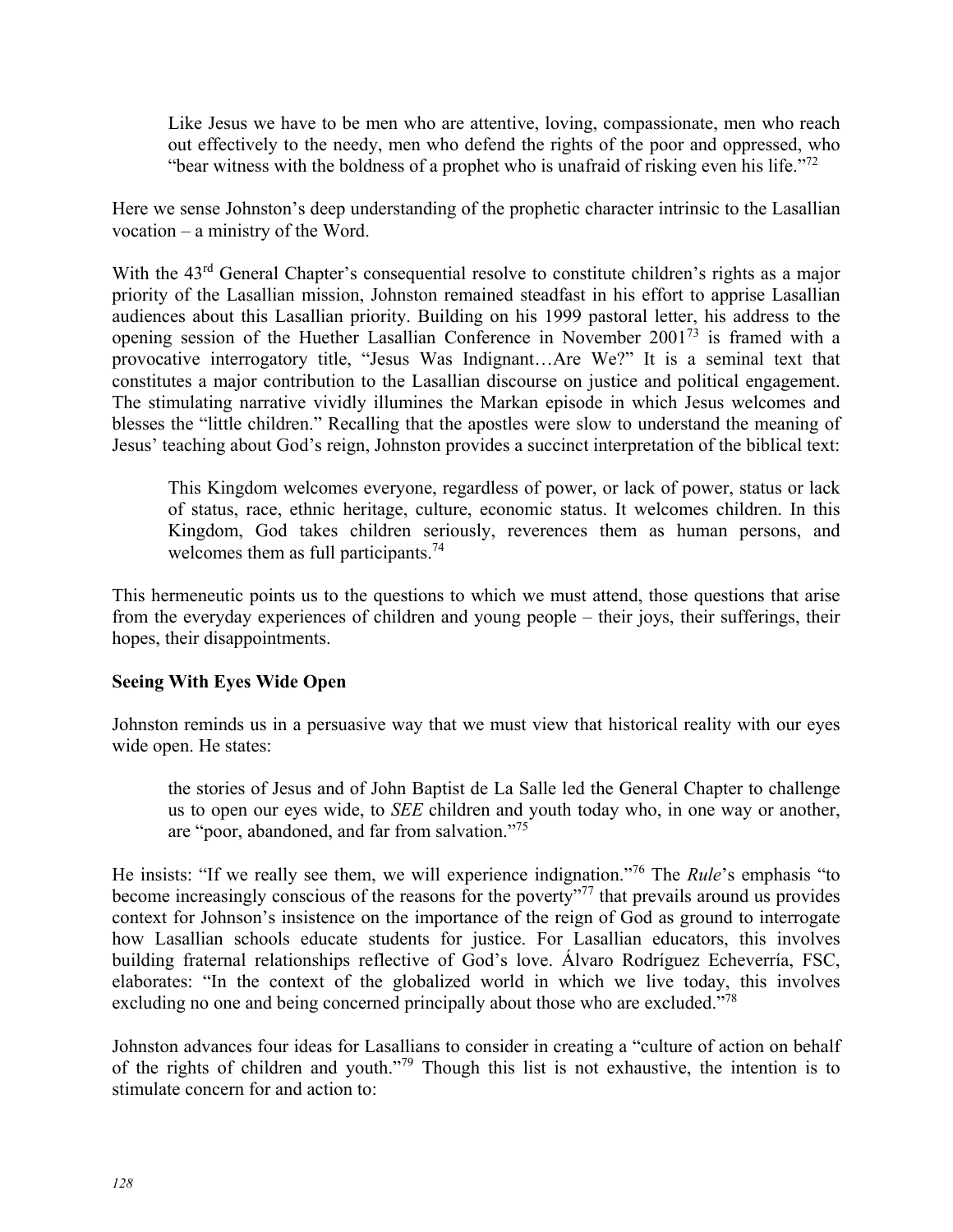> Like Jesus we have to be men who are attentive, loving, compassionate, men who reach out effectively to the needy, men who defend the rights of the poor and oppressed, who "bear witness with the boldness of a prophet who is unafraid of risking even his life."[72]

Here we sense Johnston's deep understanding of the prophetic character intrinsic to the Lasallian vocation – a ministry of the Word.

With the 43rd General Chapter's consequential resolve to constitute children's rights as a major priority of the Lasallian mission, Johnston remained steadfast in his effort to apprise Lasallian audiences about this Lasallian priority. Building on his 1999 pastoral letter, his address to the opening session of the Huether Lasallian Conference in November 2001[73] is framed with a provocative interrogatory title, "Jesus Was Indignant…Are We?" It is a seminal text that constitutes a major contribution to the Lasallian discourse on justice and political engagement. The stimulating narrative vividly illumines the Markan episode in which Jesus welcomes and blesses the "little children." Recalling that the apostles were slow to understand the meaning of Jesus' teaching about God's reign, Johnston provides a succinct interpretation of the biblical text:

> This Kingdom welcomes everyone, regardless of power, or lack of power, status or lack of status, race, ethnic heritage, culture, economic status. It welcomes children. In this Kingdom, God takes children seriously, reverences them as human persons, and welcomes them as full participants.[74]

This hermeneutic points us to the questions to which we must attend, those questions that arise from the everyday experiences of children and young people – their joys, their sufferings, their hopes, their disappointments.

**Seeing With Eyes Wide Open**

Johnston reminds us in a persuasive way that we must view that historical reality with our eyes wide open. He states:

> the stories of Jesus and of John Baptist de La Salle led the General Chapter to challenge us to open our eyes wide, to *SEE* children and youth today who, in one way or another, are "poor, abandoned, and far from salvation."[75]

He insists: "If we really see them, we will experience indignation."[76] The *Rule*'s emphasis "to become increasingly conscious of the reasons for the poverty"[77] that prevails around us provides context for Johnson's insistence on the importance of the reign of God as ground to interrogate how Lasallian schools educate students for justice. For Lasallian educators, this involves building fraternal relationships reflective of God's love. Álvaro Rodríguez Echeverría, FSC, elaborates: "In the context of the globalized world in which we live today, this involves excluding no one and being concerned principally about those who are excluded."[78]

Johnston advances four ideas for Lasallians to consider in creating a "culture of action on behalf of the rights of children and youth."[79] Though this list is not exhaustive, the intention is to stimulate concern for and action to: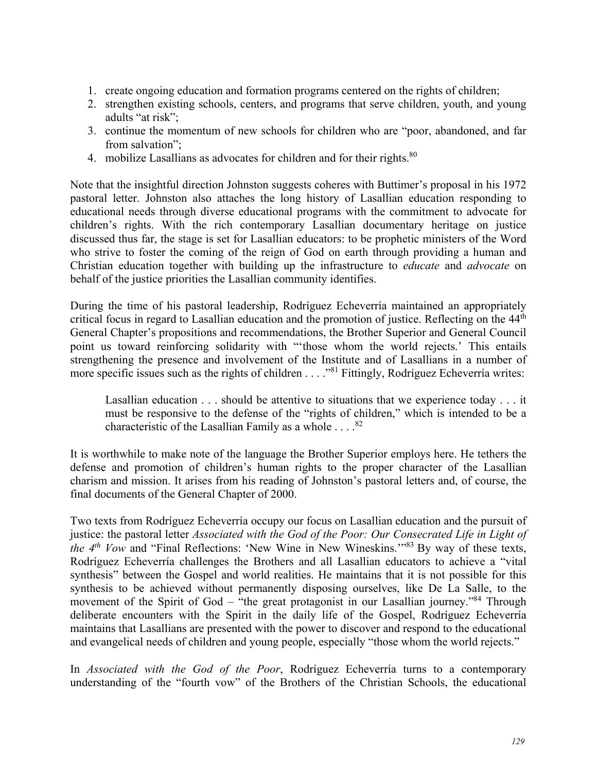1. create ongoing education and formation programs centered on the rights of children;
2. strengthen existing schools, centers, and programs that serve children, youth, and young adults "at risk";
3. continue the momentum of new schools for children who are "poor, abandoned, and far from salvation";
4. mobilize Lasallians as advocates for children and for their rights.[80]

Note that the insightful direction Johnston suggests coheres with Buttimer's proposal in his 1972 pastoral letter. Johnston also attaches the long history of Lasallian education responding to educational needs through diverse educational programs with the commitment to advocate for children's rights. With the rich contemporary Lasallian documentary heritage on justice discussed thus far, the stage is set for Lasallian educators: to be prophetic ministers of the Word who strive to foster the coming of the reign of God on earth through providing a human and Christian education together with building up the infrastructure to *educate* and *advocate* on behalf of the justice priorities the Lasallian community identifies.

During the time of his pastoral leadership, Rodríguez Echeverría maintained an appropriately critical focus in regard to Lasallian education and the promotion of justice. Reflecting on the 44th General Chapter's propositions and recommendations, the Brother Superior and General Council point us toward reinforcing solidarity with "'those whom the world rejects.' This entails strengthening the presence and involvement of the Institute and of Lasallians in a number of more specific issues such as the rights of children . . . ."[81] Fittingly, Rodríguez Echeverría writes:

> Lasallian education . . . should be attentive to situations that we experience today . . . it must be responsive to the defense of the "rights of children," which is intended to be a characteristic of the Lasallian Family as a whole . . . .[82]

It is worthwhile to make note of the language the Brother Superior employs here. He tethers the defense and promotion of children's human rights to the proper character of the Lasallian charism and mission. It arises from his reading of Johnston's pastoral letters and, of course, the final documents of the General Chapter of 2000.

Two texts from Rodríguez Echeverría occupy our focus on Lasallian education and the pursuit of justice: the pastoral letter *Associated with the God of the Poor: Our Consecrated Life in Light of the 4th Vow* and "Final Reflections: 'New Wine in New Wineskins.'"[83] By way of these texts, Rodríguez Echeverría challenges the Brothers and all Lasallian educators to achieve a "vital synthesis" between the Gospel and world realities. He maintains that it is not possible for this synthesis to be achieved without permanently disposing ourselves, like De La Salle, to the movement of the Spirit of God – "the great protagonist in our Lasallian journey."[84] Through deliberate encounters with the Spirit in the daily life of the Gospel, Rodríguez Echeverría maintains that Lasallians are presented with the power to discover and respond to the educational and evangelical needs of children and young people, especially "those whom the world rejects."

In *Associated with the God of the Poor*, Rodríguez Echeverría turns to a contemporary understanding of the "fourth vow" of the Brothers of the Christian Schools, the educational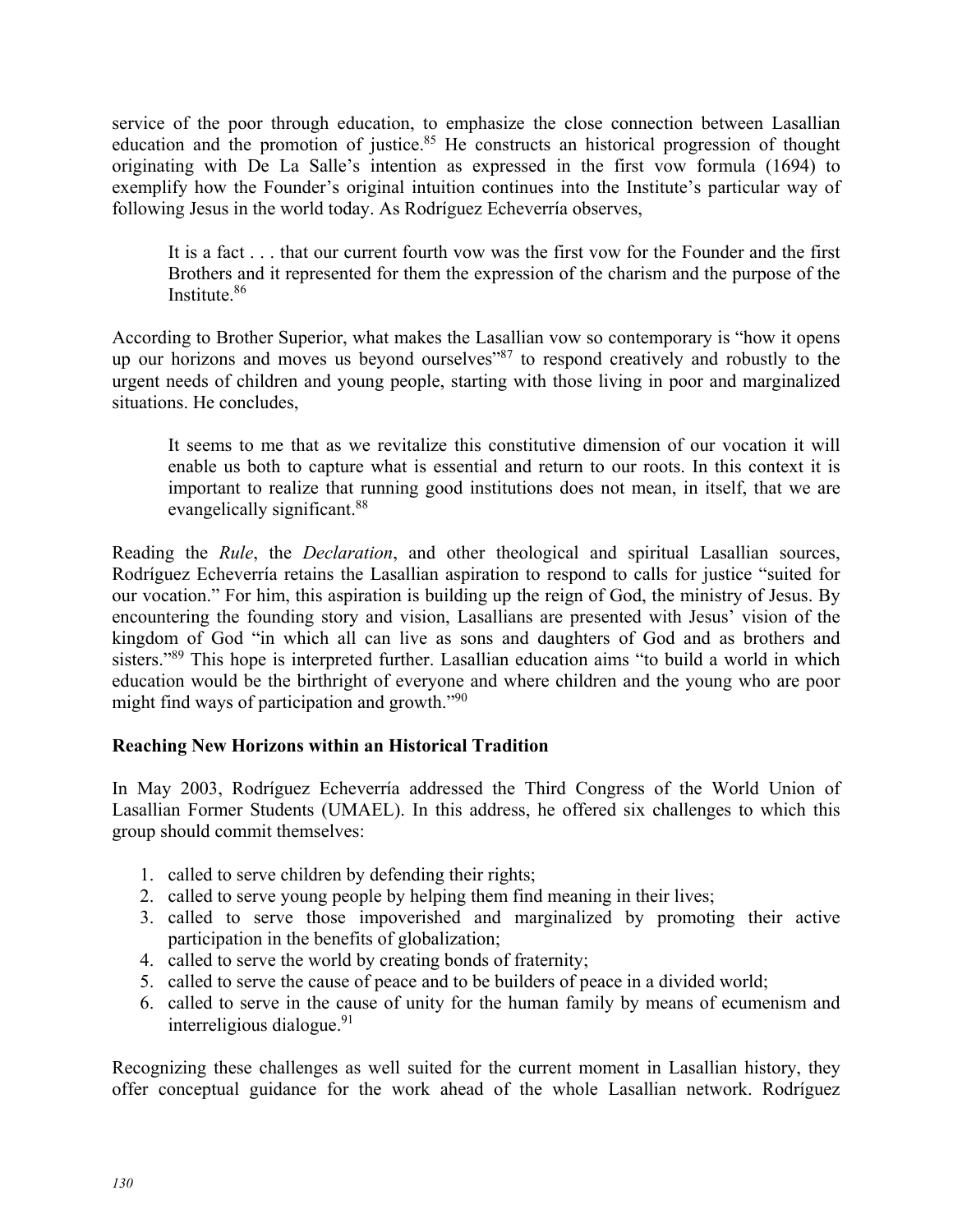service of the poor through education, to emphasize the close connection between Lasallian education and the promotion of justice.[85] He constructs an historical progression of thought originating with De La Salle's intention as expressed in the first vow formula (1694) to exemplify how the Founder's original intuition continues into the Institute's particular way of following Jesus in the world today. As Rodríguez Echeverría observes,

> It is a fact . . . that our current fourth vow was the first vow for the Founder and the first Brothers and it represented for them the expression of the charism and the purpose of the Institute.[86]

According to Brother Superior, what makes the Lasallian vow so contemporary is "how it opens up our horizons and moves us beyond ourselves"[87] to respond creatively and robustly to the urgent needs of children and young people, starting with those living in poor and marginalized situations. He concludes,

> It seems to me that as we revitalize this constitutive dimension of our vocation it will enable us both to capture what is essential and return to our roots. In this context it is important to realize that running good institutions does not mean, in itself, that we are evangelically significant.[88]

Reading the *Rule*, the *Declaration*, and other theological and spiritual Lasallian sources, Rodríguez Echeverría retains the Lasallian aspiration to respond to calls for justice "suited for our vocation." For him, this aspiration is building up the reign of God, the ministry of Jesus. By encountering the founding story and vision, Lasallians are presented with Jesus' vision of the kingdom of God "in which all can live as sons and daughters of God and as brothers and sisters."[89] This hope is interpreted further. Lasallian education aims "to build a world in which education would be the birthright of everyone and where children and the young who are poor might find ways of participation and growth."[90]

**Reaching New Horizons within an Historical Tradition**

In May 2003, Rodríguez Echeverría addressed the Third Congress of the World Union of Lasallian Former Students (UMAEL). In this address, he offered six challenges to which this group should commit themselves:

1. called to serve children by defending their rights;
2. called to serve young people by helping them find meaning in their lives;
3. called to serve those impoverished and marginalized by promoting their active participation in the benefits of globalization;
4. called to serve the world by creating bonds of fraternity;
5. called to serve the cause of peace and to be builders of peace in a divided world;
6. called to serve in the cause of unity for the human family by means of ecumenism and interreligious dialogue.[91]

Recognizing these challenges as well suited for the current moment in Lasallian history, they offer conceptual guidance for the work ahead of the whole Lasallian network. Rodríguez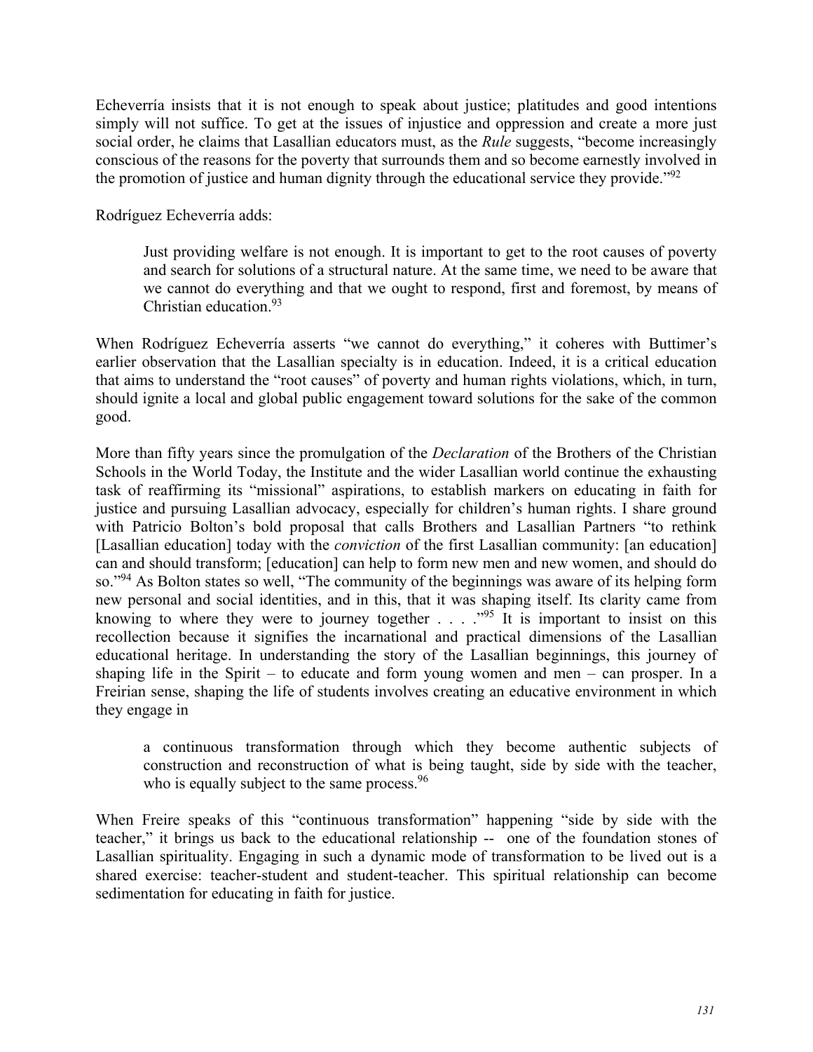Echeverría insists that it is not enough to speak about justice; platitudes and good intentions simply will not suffice. To get at the issues of injustice and oppression and create a more just social order, he claims that Lasallian educators must, as the *Rule* suggests, "become increasingly conscious of the reasons for the poverty that surrounds them and so become earnestly involved in the promotion of justice and human dignity through the educational service they provide."[92]

Rodríguez Echeverría adds:

> Just providing welfare is not enough. It is important to get to the root causes of poverty and search for solutions of a structural nature. At the same time, we need to be aware that we cannot do everything and that we ought to respond, first and foremost, by means of Christian education.[93]

When Rodríguez Echeverría asserts "we cannot do everything," it coheres with Buttimer's earlier observation that the Lasallian specialty is in education. Indeed, it is a critical education that aims to understand the "root causes" of poverty and human rights violations, which, in turn, should ignite a local and global public engagement toward solutions for the sake of the common good.

More than fifty years since the promulgation of the *Declaration* of the Brothers of the Christian Schools in the World Today, the Institute and the wider Lasallian world continue the exhausting task of reaffirming its "missional" aspirations, to establish markers on educating in faith for justice and pursuing Lasallian advocacy, especially for children's human rights. I share ground with Patricio Bolton's bold proposal that calls Brothers and Lasallian Partners "to rethink [Lasallian education] today with the *conviction* of the first Lasallian community: [an education] can and should transform; [education] can help to form new men and new women, and should do so."[94] As Bolton states so well, "The community of the beginnings was aware of its helping form new personal and social identities, and in this, that it was shaping itself. Its clarity came from knowing to where they were to journey together . . . ."[95] It is important to insist on this recollection because it signifies the incarnational and practical dimensions of the Lasallian educational heritage. In understanding the story of the Lasallian beginnings, this journey of shaping life in the Spirit – to educate and form young women and men – can prosper. In a Freirian sense, shaping the life of students involves creating an educative environment in which they engage in

> a continuous transformation through which they become authentic subjects of construction and reconstruction of what is being taught, side by side with the teacher, who is equally subject to the same process.[96]

When Freire speaks of this "continuous transformation" happening "side by side with the teacher," it brings us back to the educational relationship -- one of the foundation stones of Lasallian spirituality. Engaging in such a dynamic mode of transformation to be lived out is a shared exercise: teacher-student and student-teacher. This spiritual relationship can become sedimentation for educating in faith for justice.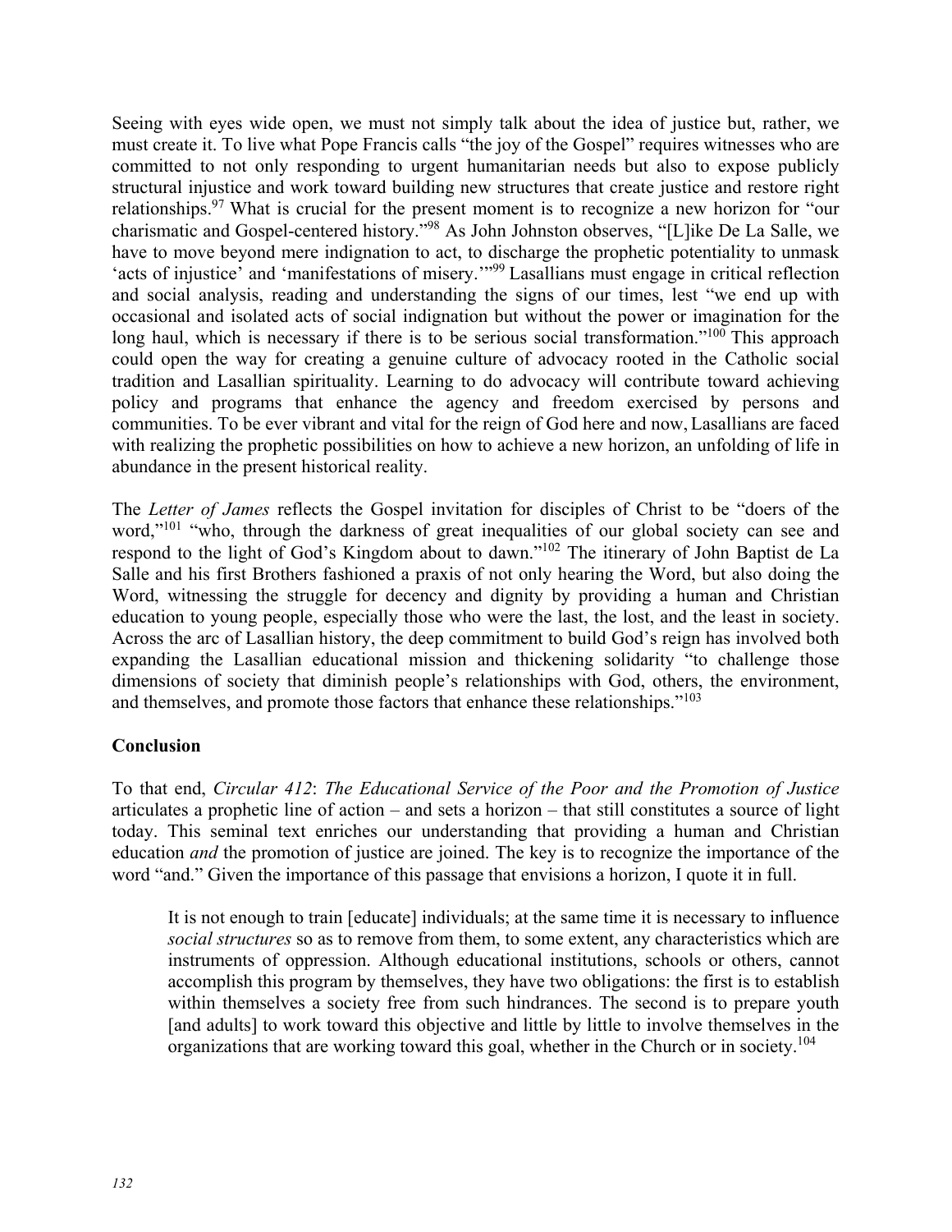Seeing with eyes wide open, we must not simply talk about the idea of justice but, rather, we must create it. To live what Pope Francis calls "the joy of the Gospel" requires witnesses who are committed to not only responding to urgent humanitarian needs but also to expose publicly structural injustice and work toward building new structures that create justice and restore right relationships.[97] What is crucial for the present moment is to recognize a new horizon for "our charismatic and Gospel-centered history."[98] As John Johnston observes, "[L]ike De La Salle, we have to move beyond mere indignation to act, to discharge the prophetic potentiality to unmask 'acts of injustice' and 'manifestations of misery.'"[99] Lasallians must engage in critical reflection and social analysis, reading and understanding the signs of our times, lest "we end up with occasional and isolated acts of social indignation but without the power or imagination for the long haul, which is necessary if there is to be serious social transformation."[100] This approach could open the way for creating a genuine culture of advocacy rooted in the Catholic social tradition and Lasallian spirituality. Learning to do advocacy will contribute toward achieving policy and programs that enhance the agency and freedom exercised by persons and communities. To be ever vibrant and vital for the reign of God here and now, Lasallians are faced with realizing the prophetic possibilities on how to achieve a new horizon, an unfolding of life in abundance in the present historical reality.

The *Letter of James* reflects the Gospel invitation for disciples of Christ to be "doers of the word,"[101] "who, through the darkness of great inequalities of our global society can see and respond to the light of God's Kingdom about to dawn."[102] The itinerary of John Baptist de La Salle and his first Brothers fashioned a praxis of not only hearing the Word, but also doing the Word, witnessing the struggle for decency and dignity by providing a human and Christian education to young people, especially those who were the last, the lost, and the least in society. Across the arc of Lasallian history, the deep commitment to build God's reign has involved both expanding the Lasallian educational mission and thickening solidarity "to challenge those dimensions of society that diminish people's relationships with God, others, the environment, and themselves, and promote those factors that enhance these relationships."[103]

## Conclusion

To that end, *Circular 412*: *The Educational Service of the Poor and the Promotion of Justice* articulates a prophetic line of action – and sets a horizon – that still constitutes a source of light today. This seminal text enriches our understanding that providing a human and Christian education *and* the promotion of justice are joined. The key is to recognize the importance of the word "and." Given the importance of this passage that envisions a horizon, I quote it in full.

> It is not enough to train [educate] individuals; at the same time it is necessary to influence *social structures* so as to remove from them, to some extent, any characteristics which are instruments of oppression. Although educational institutions, schools or others, cannot accomplish this program by themselves, they have two obligations: the first is to establish within themselves a society free from such hindrances. The second is to prepare youth [and adults] to work toward this objective and little by little to involve themselves in the organizations that are working toward this goal, whether in the Church or in society.[104]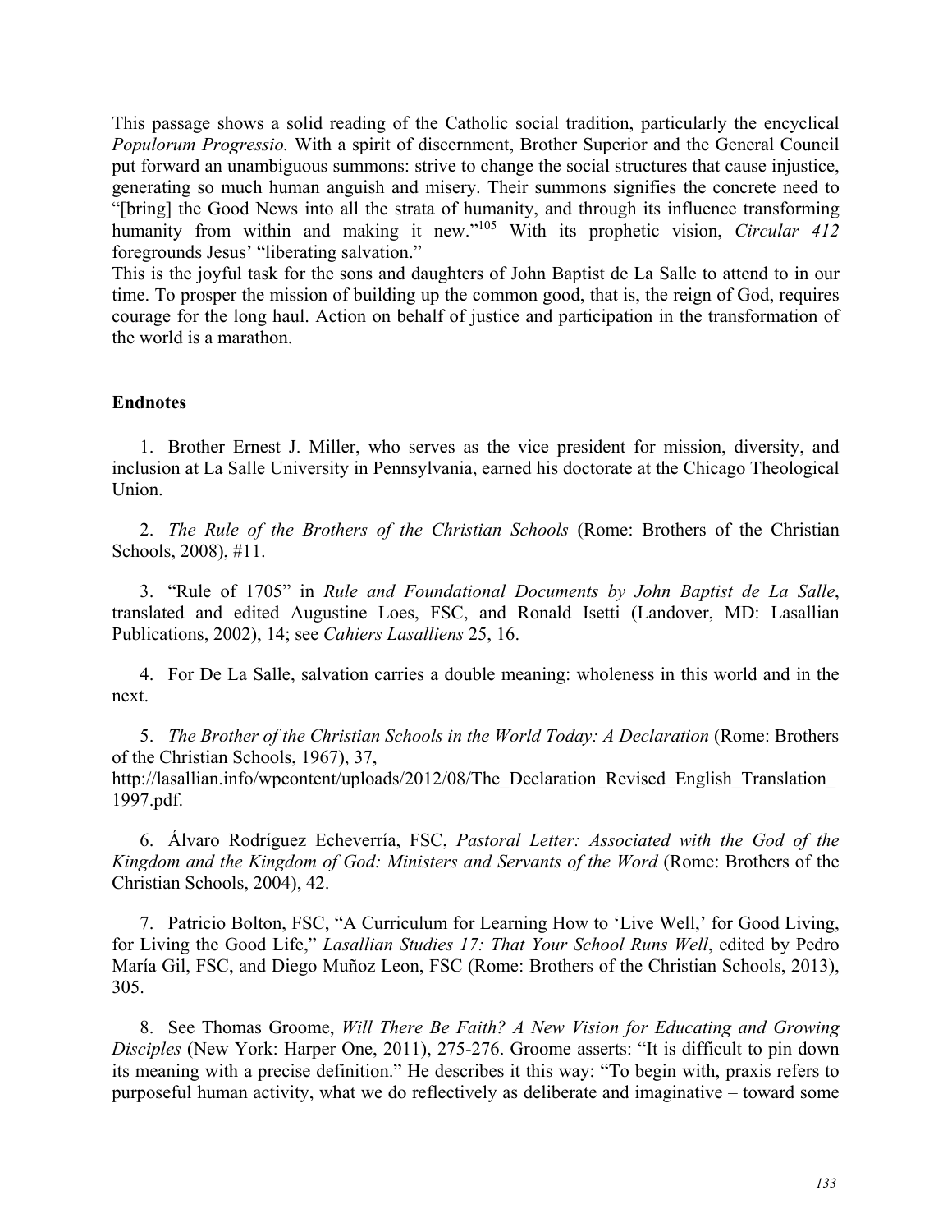This passage shows a solid reading of the Catholic social tradition, particularly the encyclical *Populorum Progressio.* With a spirit of discernment, Brother Superior and the General Council put forward an unambiguous summons: strive to change the social structures that cause injustice, generating so much human anguish and misery. Their summons signifies the concrete need to "[bring] the Good News into all the strata of humanity, and through its influence transforming humanity from within and making it new."[105] With its prophetic vision, *Circular 412* foregrounds Jesus' "liberating salvation."

This is the joyful task for the sons and daughters of John Baptist de La Salle to attend to in our time. To prosper the mission of building up the common good, that is, the reign of God, requires courage for the long haul. Action on behalf of justice and participation in the transformation of the world is a marathon.

## Endnotes

1. Brother Ernest J. Miller, who serves as the vice president for mission, diversity, and inclusion at La Salle University in Pennsylvania, earned his doctorate at the Chicago Theological Union.

2. *The Rule of the Brothers of the Christian Schools* (Rome: Brothers of the Christian Schools, 2008), #11.

3. "Rule of 1705" in *Rule and Foundational Documents by John Baptist de La Salle*, translated and edited Augustine Loes, FSC, and Ronald Isetti (Landover, MD: Lasallian Publications, 2002), 14; see *Cahiers Lasalliens* 25, 16.

4. For De La Salle, salvation carries a double meaning: wholeness in this world and in the next.

5. *The Brother of the Christian Schools in the World Today: A Declaration* (Rome: Brothers of the Christian Schools, 1967), 37, http://lasallian.info/wpcontent/uploads/2012/08/The_Declaration_Revised_English_Translation_1997.pdf.

6. Álvaro Rodríguez Echeverría, FSC, *Pastoral Letter: Associated with the God of the Kingdom and the Kingdom of God: Ministers and Servants of the Word* (Rome: Brothers of the Christian Schools, 2004), 42.

7. Patricio Bolton, FSC, "A Curriculum for Learning How to 'Live Well,' for Good Living, for Living the Good Life," *Lasallian Studies 17: That Your School Runs Well*, edited by Pedro María Gil, FSC, and Diego Muñoz Leon, FSC (Rome: Brothers of the Christian Schools, 2013), 305.

8. See Thomas Groome, *Will There Be Faith? A New Vision for Educating and Growing Disciples* (New York: Harper One, 2011), 275-276. Groome asserts: "It is difficult to pin down its meaning with a precise definition." He describes it this way: "To begin with, praxis refers to purposeful human activity, what we do reflectively as deliberate and imaginative – toward some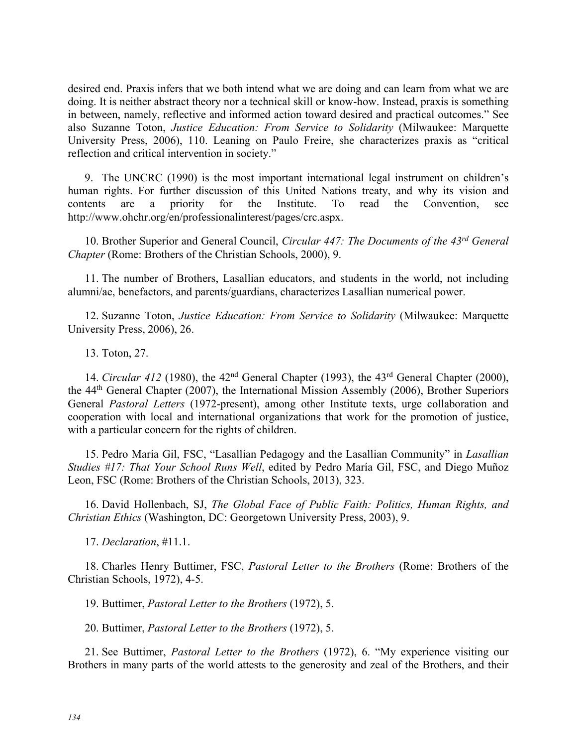desired end. Praxis infers that we both intend what we are doing and can learn from what we are doing. It is neither abstract theory nor a technical skill or know-how. Instead, praxis is something in between, namely, reflective and informed action toward desired and practical outcomes." See also Suzanne Toton, *Justice Education: From Service to Solidarity* (Milwaukee: Marquette University Press, 2006), 110. Leaning on Paulo Freire, she characterizes praxis as "critical reflection and critical intervention in society."

9. The UNCRC (1990) is the most important international legal instrument on children's human rights. For further discussion of this United Nations treaty, and why its vision and contents are a priority for the Institute. To read the Convention, see http://www.ohchr.org/en/professionalinterest/pages/crc.aspx.

10. Brother Superior and General Council, *Circular 447: The Documents of the 43rd General Chapter* (Rome: Brothers of the Christian Schools, 2000), 9.

11. The number of Brothers, Lasallian educators, and students in the world, not including alumni/ae, benefactors, and parents/guardians, characterizes Lasallian numerical power.

12. Suzanne Toton, *Justice Education: From Service to Solidarity* (Milwaukee: Marquette University Press, 2006), 26.

13. Toton, 27.

14. *Circular 412* (1980), the 42nd General Chapter (1993), the 43rd General Chapter (2000), the 44th General Chapter (2007), the International Mission Assembly (2006), Brother Superiors General *Pastoral Letters* (1972-present), among other Institute texts, urge collaboration and cooperation with local and international organizations that work for the promotion of justice, with a particular concern for the rights of children.

15. Pedro María Gil, FSC, "Lasallian Pedagogy and the Lasallian Community" in *Lasallian Studies #17: That Your School Runs Well*, edited by Pedro María Gil, FSC, and Diego Muñoz Leon, FSC (Rome: Brothers of the Christian Schools, 2013), 323.

16. David Hollenbach, SJ, *The Global Face of Public Faith: Politics, Human Rights, and Christian Ethics* (Washington, DC: Georgetown University Press, 2003), 9.

17. *Declaration*, #11.1.

18. Charles Henry Buttimer, FSC, *Pastoral Letter to the Brothers* (Rome: Brothers of the Christian Schools, 1972), 4-5.

19. Buttimer, *Pastoral Letter to the Brothers* (1972), 5.

20. Buttimer, *Pastoral Letter to the Brothers* (1972), 5.

21. See Buttimer, *Pastoral Letter to the Brothers* (1972), 6. "My experience visiting our Brothers in many parts of the world attests to the generosity and zeal of the Brothers, and their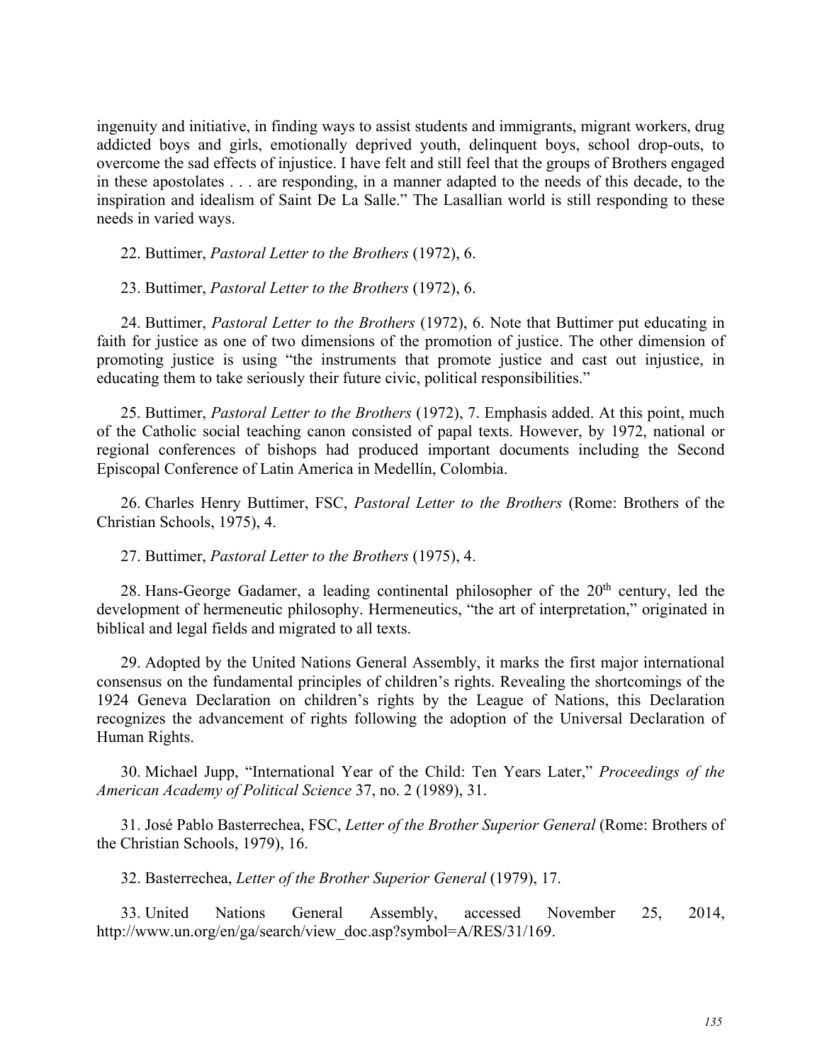ingenuity and initiative, in finding ways to assist students and immigrants, migrant workers, drug addicted boys and girls, emotionally deprived youth, delinquent boys, school drop-outs, to overcome the sad effects of injustice. I have felt and still feel that the groups of Brothers engaged in these apostolates . . . are responding, in a manner adapted to the needs of this decade, to the inspiration and idealism of Saint De La Salle." The Lasallian world is still responding to these needs in varied ways.

22. Buttimer, *Pastoral Letter to the Brothers* (1972), 6.

23. Buttimer, *Pastoral Letter to the Brothers* (1972), 6.

24. Buttimer, *Pastoral Letter to the Brothers* (1972), 6. Note that Buttimer put educating in faith for justice as one of two dimensions of the promotion of justice. The other dimension of promoting justice is using "the instruments that promote justice and cast out injustice, in educating them to take seriously their future civic, political responsibilities."

25. Buttimer, *Pastoral Letter to the Brothers* (1972), 7. Emphasis added. At this point, much of the Catholic social teaching canon consisted of papal texts. However, by 1972, national or regional conferences of bishops had produced important documents including the Second Episcopal Conference of Latin America in Medellín, Colombia.

26. Charles Henry Buttimer, FSC, *Pastoral Letter to the Brothers* (Rome: Brothers of the Christian Schools, 1975), 4.

27. Buttimer, *Pastoral Letter to the Brothers* (1975), 4.

28. Hans-George Gadamer, a leading continental philosopher of the 20th century, led the development of hermeneutic philosophy. Hermeneutics, "the art of interpretation," originated in biblical and legal fields and migrated to all texts.

29. Adopted by the United Nations General Assembly, it marks the first major international consensus on the fundamental principles of children's rights. Revealing the shortcomings of the 1924 Geneva Declaration on children's rights by the League of Nations, this Declaration recognizes the advancement of rights following the adoption of the Universal Declaration of Human Rights.

30. Michael Jupp, "International Year of the Child: Ten Years Later," *Proceedings of the American Academy of Political Science* 37, no. 2 (1989), 31.

31. José Pablo Basterrechea, FSC, *Letter of the Brother Superior General* (Rome: Brothers of the Christian Schools, 1979), 16.

32. Basterrechea, *Letter of the Brother Superior General* (1979), 17.

33. United Nations General Assembly, accessed November 25, 2014, http://www.un.org/en/ga/search/view_doc.asp?symbol=A/RES/31/169.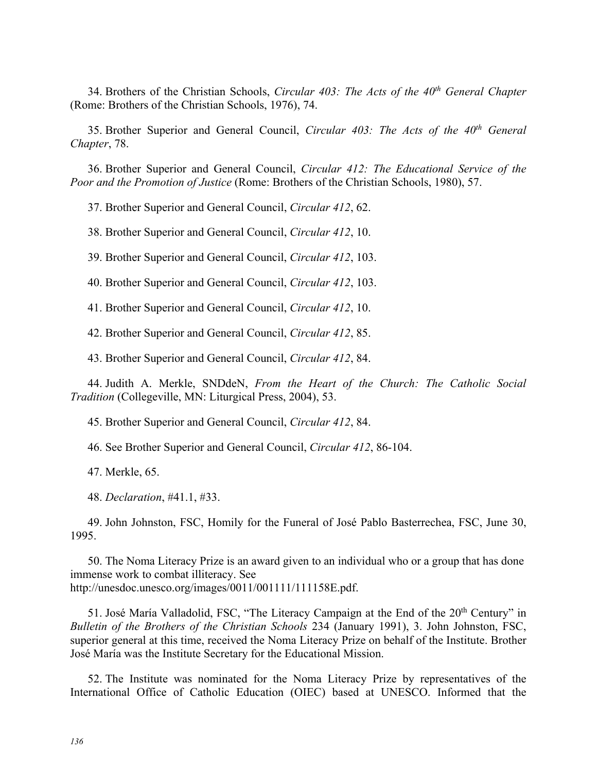34. Brothers of the Christian Schools, *Circular 403: The Acts of the 40th General Chapter* (Rome: Brothers of the Christian Schools, 1976), 74.

35. Brother Superior and General Council, *Circular 403: The Acts of the 40th General Chapter*, 78.

36. Brother Superior and General Council, *Circular 412: The Educational Service of the Poor and the Promotion of Justice* (Rome: Brothers of the Christian Schools, 1980), 57.

37. Brother Superior and General Council, *Circular 412*, 62.

38. Brother Superior and General Council, *Circular 412*, 10.

39. Brother Superior and General Council, *Circular 412*, 103.

40. Brother Superior and General Council, *Circular 412*, 103.

41. Brother Superior and General Council, *Circular 412*, 10.

42. Brother Superior and General Council, *Circular 412*, 85.

43. Brother Superior and General Council, *Circular 412*, 84.

44. Judith A. Merkle, SNDdeN, *From the Heart of the Church: The Catholic Social Tradition* (Collegeville, MN: Liturgical Press, 2004), 53.

45. Brother Superior and General Council, *Circular 412*, 84.

46. See Brother Superior and General Council, *Circular 412*, 86-104.

47. Merkle, 65.

48. *Declaration*, #41.1, #33.

49. John Johnston, FSC, Homily for the Funeral of José Pablo Basterrechea, FSC, June 30, 1995.

50. The Noma Literacy Prize is an award given to an individual who or a group that has done immense work to combat illiteracy. See http://unesdoc.unesco.org/images/0011/001111/111158E.pdf.

51. José María Valladolid, FSC, "The Literacy Campaign at the End of the 20th Century" in *Bulletin of the Brothers of the Christian Schools* 234 (January 1991), 3. John Johnston, FSC, superior general at this time, received the Noma Literacy Prize on behalf of the Institute. Brother José María was the Institute Secretary for the Educational Mission.

52. The Institute was nominated for the Noma Literacy Prize by representatives of the International Office of Catholic Education (OIEC) based at UNESCO. Informed that the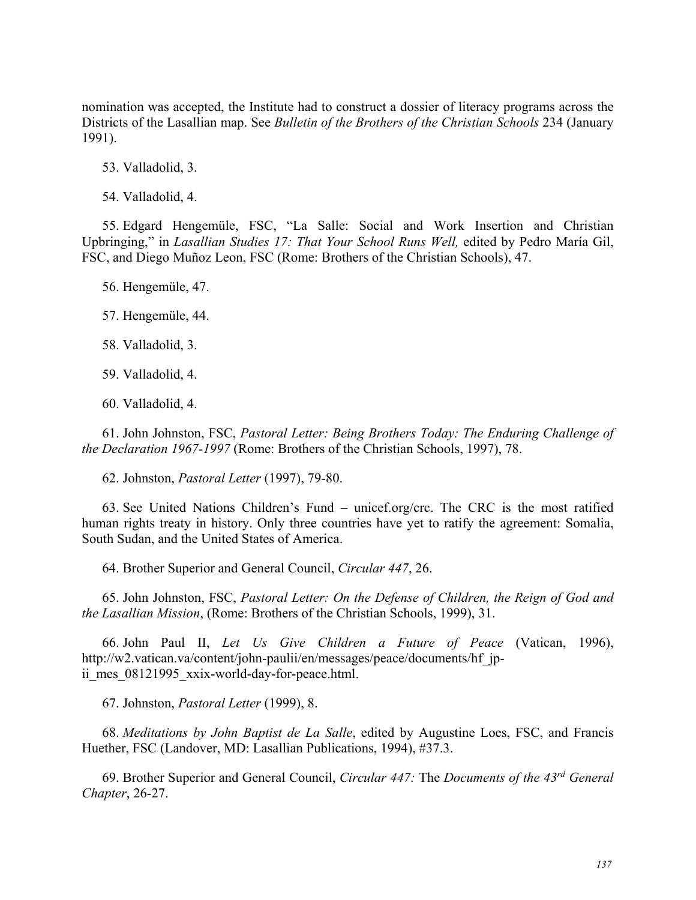nomination was accepted, the Institute had to construct a dossier of literacy programs across the Districts of the Lasallian map. See *Bulletin of the Brothers of the Christian Schools* 234 (January 1991).

53. Valladolid, 3.

54. Valladolid, 4.

55. Edgard Hengemüle, FSC, "La Salle: Social and Work Insertion and Christian Upbringing," in *Lasallian Studies 17: That Your School Runs Well,* edited by Pedro María Gil, FSC, and Diego Muñoz Leon, FSC (Rome: Brothers of the Christian Schools), 47.

56. Hengemüle, 47.

57. Hengemüle, 44.

58. Valladolid, 3.

59. Valladolid, 4.

60. Valladolid, 4.

61. John Johnston, FSC, *Pastoral Letter: Being Brothers Today: The Enduring Challenge of the Declaration 1967-1997* (Rome: Brothers of the Christian Schools, 1997), 78.

62. Johnston, *Pastoral Letter* (1997), 79-80.

63. See United Nations Children's Fund – unicef.org/crc. The CRC is the most ratified human rights treaty in history. Only three countries have yet to ratify the agreement: Somalia, South Sudan, and the United States of America.

64. Brother Superior and General Council, *Circular 447*, 26.

65. John Johnston, FSC, *Pastoral Letter: On the Defense of Children, the Reign of God and the Lasallian Mission*, (Rome: Brothers of the Christian Schools, 1999), 31.

66. John Paul II, *Let Us Give Children a Future of Peace* (Vatican, 1996), http://w2.vatican.va/content/john-paulii/en/messages/peace/documents/hf_jp-ii_mes_08121995_xxix-world-day-for-peace.html.

67. Johnston, *Pastoral Letter* (1999), 8.

68. *Meditations by John Baptist de La Salle*, edited by Augustine Loes, FSC, and Francis Huether, FSC (Landover, MD: Lasallian Publications, 1994), #37.3.

69. Brother Superior and General Council, *Circular 447:* The *Documents of the 43rd General Chapter*, 26-27.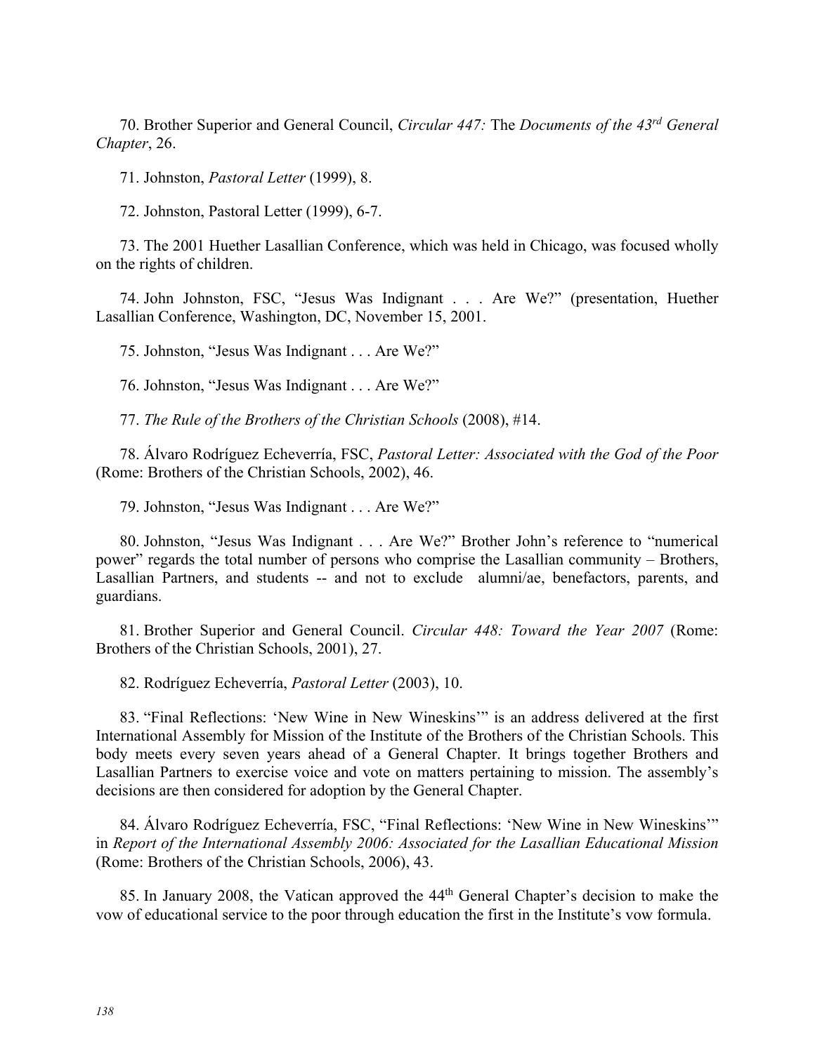70. Brother Superior and General Council, *Circular 447:* The *Documents of the 43rd General Chapter*, 26.

71. Johnston, *Pastoral Letter* (1999), 8.

72. Johnston, Pastoral Letter (1999), 6-7.

73. The 2001 Huether Lasallian Conference, which was held in Chicago, was focused wholly on the rights of children.

74. John Johnston, FSC, "Jesus Was Indignant . . . Are We?" (presentation, Huether Lasallian Conference, Washington, DC, November 15, 2001.

75. Johnston, "Jesus Was Indignant . . . Are We?"

76. Johnston, "Jesus Was Indignant . . . Are We?"

77. *The Rule of the Brothers of the Christian Schools* (2008), #14.

78. Álvaro Rodríguez Echeverría, FSC, *Pastoral Letter: Associated with the God of the Poor* (Rome: Brothers of the Christian Schools, 2002), 46.

79. Johnston, "Jesus Was Indignant . . . Are We?"

80. Johnston, "Jesus Was Indignant . . . Are We?" Brother John's reference to "numerical power" regards the total number of persons who comprise the Lasallian community – Brothers, Lasallian Partners, and students -- and not to exclude alumni/ae, benefactors, parents, and guardians.

81. Brother Superior and General Council. *Circular 448: Toward the Year 2007* (Rome: Brothers of the Christian Schools, 2001), 27.

82. Rodríguez Echeverría, *Pastoral Letter* (2003), 10.

83. "Final Reflections: 'New Wine in New Wineskins'" is an address delivered at the first International Assembly for Mission of the Institute of the Brothers of the Christian Schools. This body meets every seven years ahead of a General Chapter. It brings together Brothers and Lasallian Partners to exercise voice and vote on matters pertaining to mission. The assembly's decisions are then considered for adoption by the General Chapter.

84. Álvaro Rodríguez Echeverría, FSC, "Final Reflections: 'New Wine in New Wineskins'" in *Report of the International Assembly 2006: Associated for the Lasallian Educational Mission* (Rome: Brothers of the Christian Schools, 2006), 43.

85. In January 2008, the Vatican approved the 44th General Chapter's decision to make the vow of educational service to the poor through education the first in the Institute's vow formula.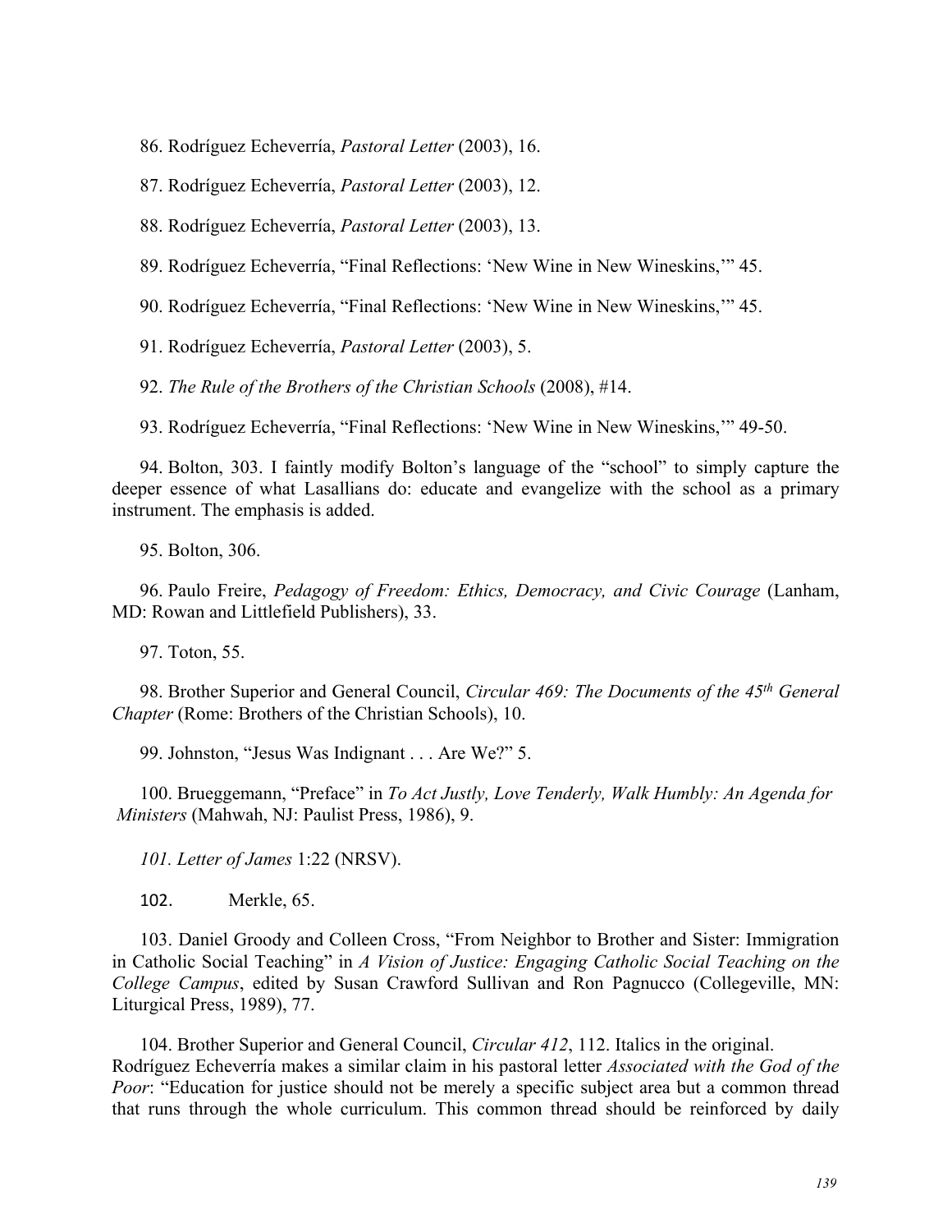86. Rodríguez Echeverría, *Pastoral Letter* (2003), 16.

87. Rodríguez Echeverría, *Pastoral Letter* (2003), 12.

88. Rodríguez Echeverría, *Pastoral Letter* (2003), 13.

89. Rodríguez Echeverría, "Final Reflections: 'New Wine in New Wineskins,'" 45.

90. Rodríguez Echeverría, "Final Reflections: 'New Wine in New Wineskins,'" 45.

91. Rodríguez Echeverría, *Pastoral Letter* (2003), 5.

92. *The Rule of the Brothers of the Christian Schools* (2008), #14.

93. Rodríguez Echeverría, "Final Reflections: 'New Wine in New Wineskins,'" 49-50.

94. Bolton, 303. I faintly modify Bolton's language of the "school" to simply capture the deeper essence of what Lasallians do: educate and evangelize with the school as a primary instrument. The emphasis is added.

95. Bolton, 306.

96. Paulo Freire, *Pedagogy of Freedom: Ethics, Democracy, and Civic Courage* (Lanham, MD: Rowan and Littlefield Publishers), 33.

97. Toton, 55.

98. Brother Superior and General Council, *Circular 469: The Documents of the 45th General Chapter* (Rome: Brothers of the Christian Schools), 10.

99. Johnston, "Jesus Was Indignant . . . Are We?" 5.

100. Brueggemann, "Preface" in *To Act Justly, Love Tenderly, Walk Humbly: An Agenda for Ministers* (Mahwah, NJ: Paulist Press, 1986), 9.

*101. Letter of James* 1:22 (NRSV).

102. Merkle, 65.

103. Daniel Groody and Colleen Cross, "From Neighbor to Brother and Sister: Immigration in Catholic Social Teaching" in *A Vision of Justice: Engaging Catholic Social Teaching on the College Campus*, edited by Susan Crawford Sullivan and Ron Pagnucco (Collegeville, MN: Liturgical Press, 1989), 77.

104. Brother Superior and General Council, *Circular 412*, 112. Italics in the original. Rodríguez Echeverría makes a similar claim in his pastoral letter *Associated with the God of the Poor*: "Education for justice should not be merely a specific subject area but a common thread that runs through the whole curriculum. This common thread should be reinforced by daily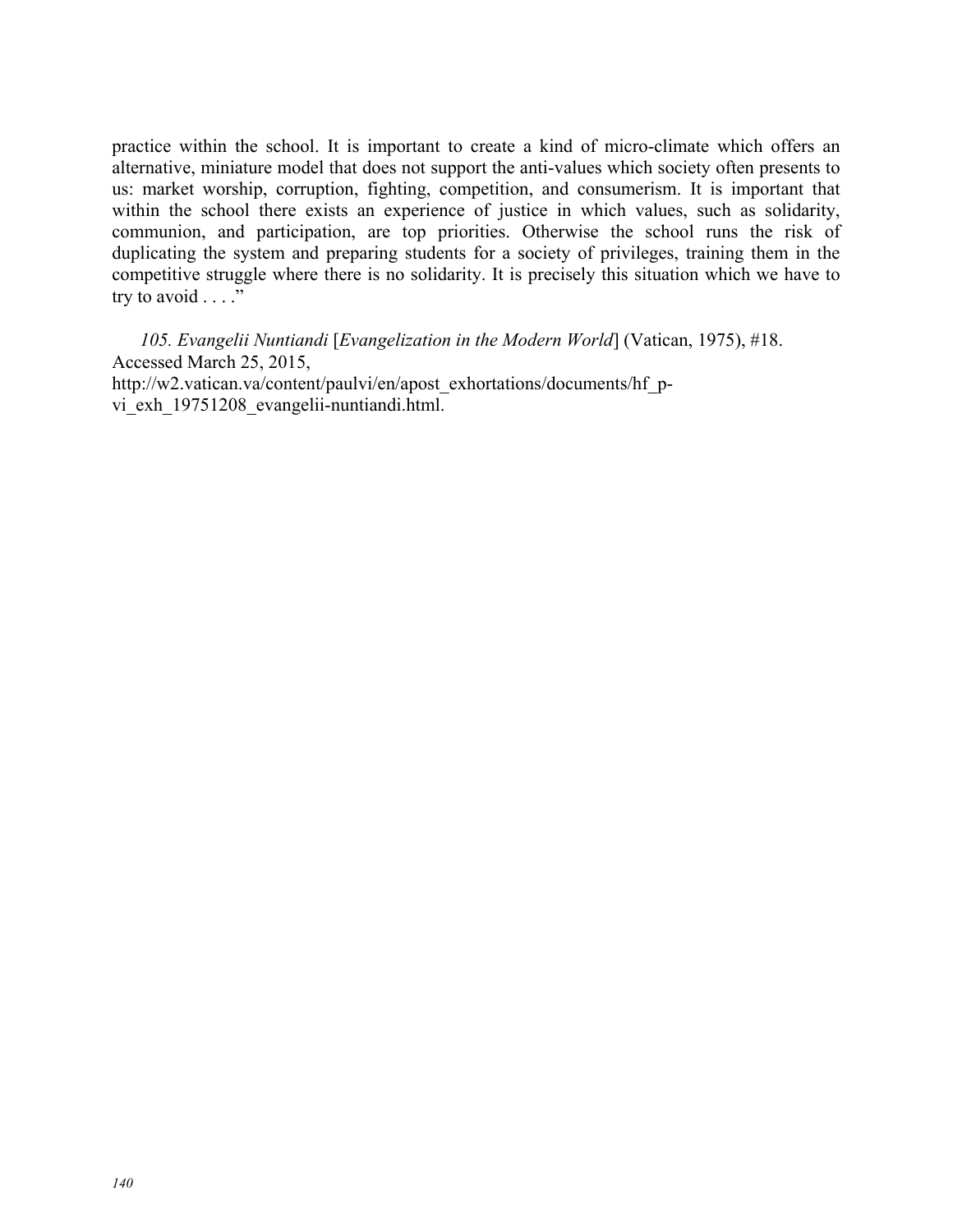practice within the school. It is important to create a kind of micro-climate which offers an alternative, miniature model that does not support the anti-values which society often presents to us: market worship, corruption, fighting, competition, and consumerism. It is important that within the school there exists an experience of justice in which values, such as solidarity, communion, and participation, are top priorities. Otherwise the school runs the risk of duplicating the system and preparing students for a society of privileges, training them in the competitive struggle where there is no solidarity. It is precisely this situation which we have to try to avoid . . . ."

*105. Evangelii Nuntiandi* [*Evangelization in the Modern World*] (Vatican, 1975), #18. Accessed March 25, 2015, http://w2.vatican.va/content/paulvi/en/apost_exhortations/documents/hf_p-vi_exh_19751208_evangelii-nuntiandi.html.